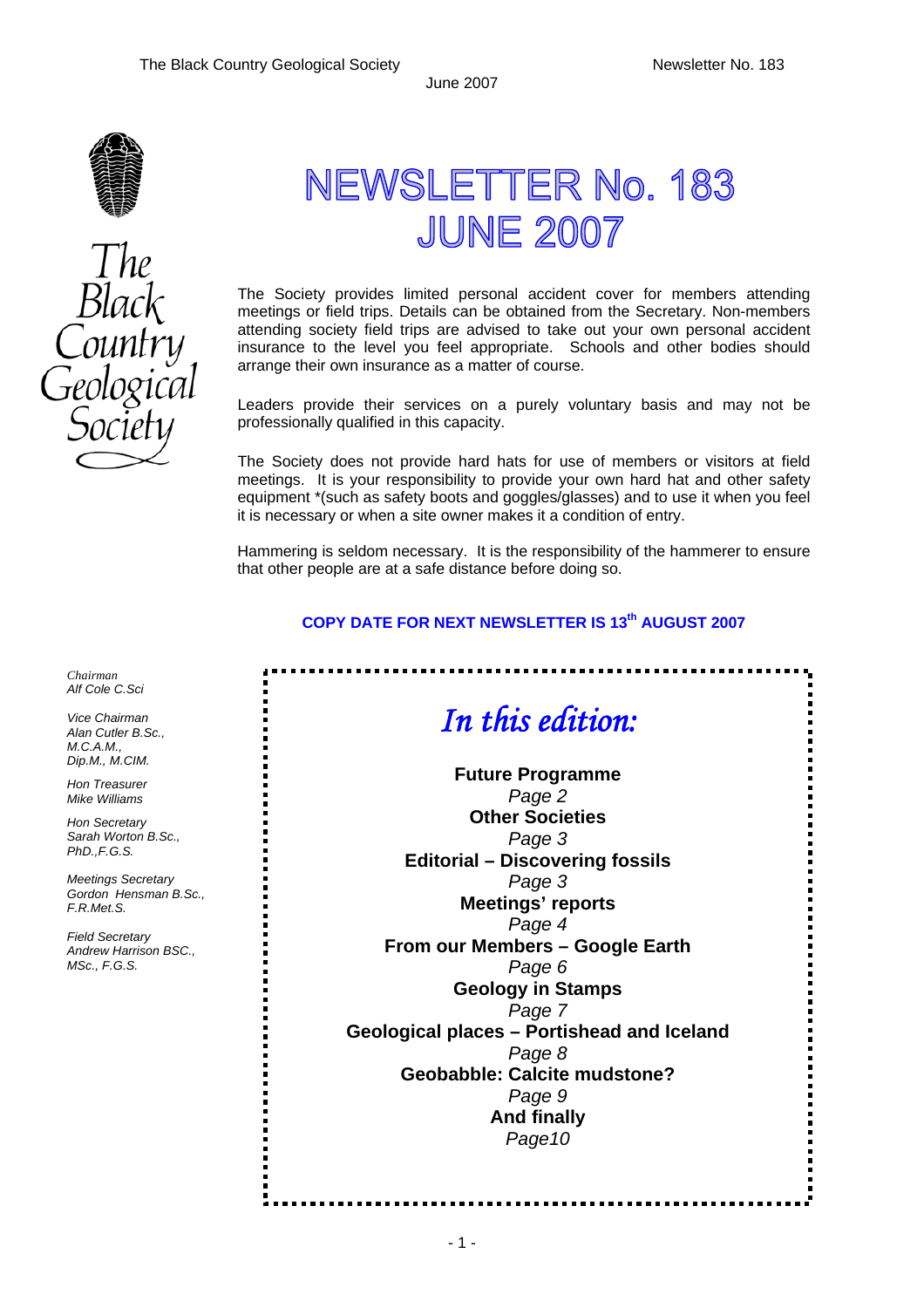# NEWSLETTER No. 183
# JUNE 2007

The Society provides limited personal accident cover for members attending meetings or field trips. Details can be obtained from the Secretary. Non-members attending society field trips are advised to take out your own personal accident insurance to the level you feel appropriate. Schools and other bodies should arrange their own insurance as a matter of course.

Leaders provide their services on a purely voluntary basis and may not be professionally qualified in this capacity.

The Society does not provide hard hats for use of members or visitors at field meetings. It is your responsibility to provide your own hard hat and other safety equipment *(such as safety boots and goggles/glasses) and to use it when you feel it is necessary or when a site owner makes it a condition of entry.

Hammering is seldom necessary. It is the responsibility of the hammerer to ensure that other people are at a safe distance before doing so.

**COPY DATE FOR NEXT NEWSLETTER IS 13th AUGUST 2007**

*Chairman*
*Alf Cole C.Sci*

*Vice Chairman*
*Alan Cutler B.Sc., M.C.A.M., Dip.M., M.CIM.*

*Hon Treasurer*
*Mike Williams*

*Hon Secretary*
*Sarah Worton B.Sc., PhD.,F.G.S.*

*Meetings Secretary*
*Gordon Hensman B.Sc., F.R.Met.S.*

*Field Secretary*
*Andrew Harrison BSC., MSc., F.G.S.*

## *In this edition:*

**Future Programme**
*Page 2*

**Other Societies**
*Page 3*

**Editorial – Discovering fossils**
*Page 3*

**Meetings' reports**
*Page 4*

**From our Members – Google Earth**
*Page 6*

**Geology in Stamps**
*Page 7*

**Geological places – Portishead and Iceland**
*Page 8*

**Geobabble: Calcite mudstone?**
*Page 9*

**And finally**
*Page10*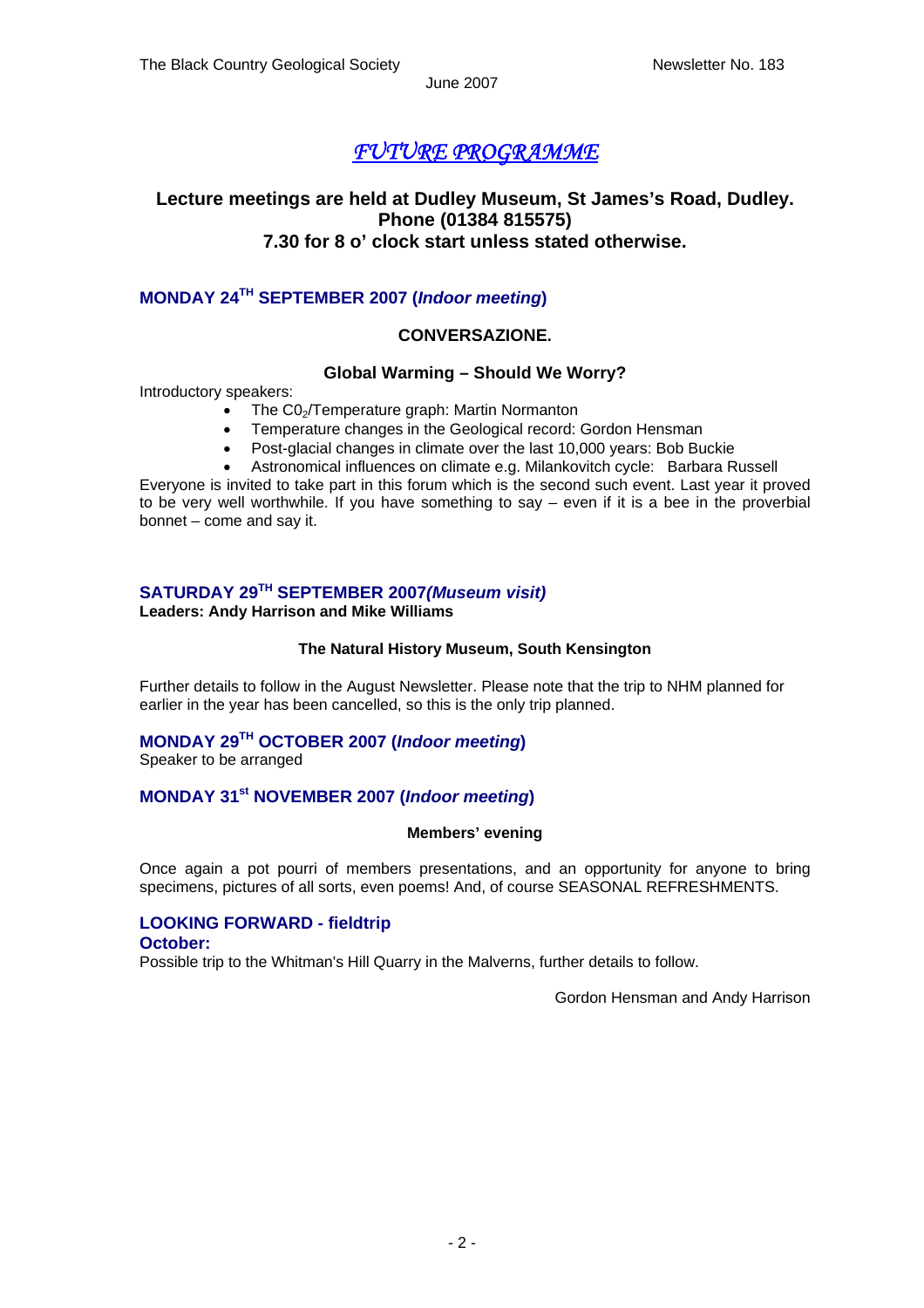# *FUTURE PROGRAMME*

**Lecture meetings are held at Dudley Museum, St James's Road, Dudley. Phone (01384 815575) 7.30 for 8 o' clock start unless stated otherwise.**

## MONDAY 24TH SEPTEMBER 2007 (*Indoor meeting*)

**CONVERSAZIONE.**

**Global Warming – Should We Worry?**

Introductory speakers:

- The $C0_2$/Temperature graph: Martin Normanton
- Temperature changes in the Geological record: Gordon Hensman
- Post-glacial changes in climate over the last 10,000 years: Bob Buckie
- Astronomical influences on climate e.g. Milankovitch cycle: Barbara Russell

Everyone is invited to take part in this forum which is the second such event. Last year it proved to be very well worthwhile. If you have something to say – even if it is a bee in the proverbial bonnet – come and say it.

## SATURDAY 29TH SEPTEMBER 2007*(Museum visit)*

**Leaders: Andy Harrison and Mike Williams**

**The Natural History Museum, South Kensington**

Further details to follow in the August Newsletter. Please note that the trip to NHM planned for earlier in the year has been cancelled, so this is the only trip planned.

## MONDAY 29TH OCTOBER 2007 (*Indoor meeting*)

Speaker to be arranged

## MONDAY 31st NOVEMBER 2007 (*Indoor meeting*)

**Members' evening**

Once again a pot pourri of members presentations, and an opportunity for anyone to bring specimens, pictures of all sorts, even poems! And, of course SEASONAL REFRESHMENTS.

## LOOKING FORWARD - fieldtrip

**October:**

Possible trip to the Whitman's Hill Quarry in the Malverns, further details to follow.

Gordon Hensman and Andy Harrison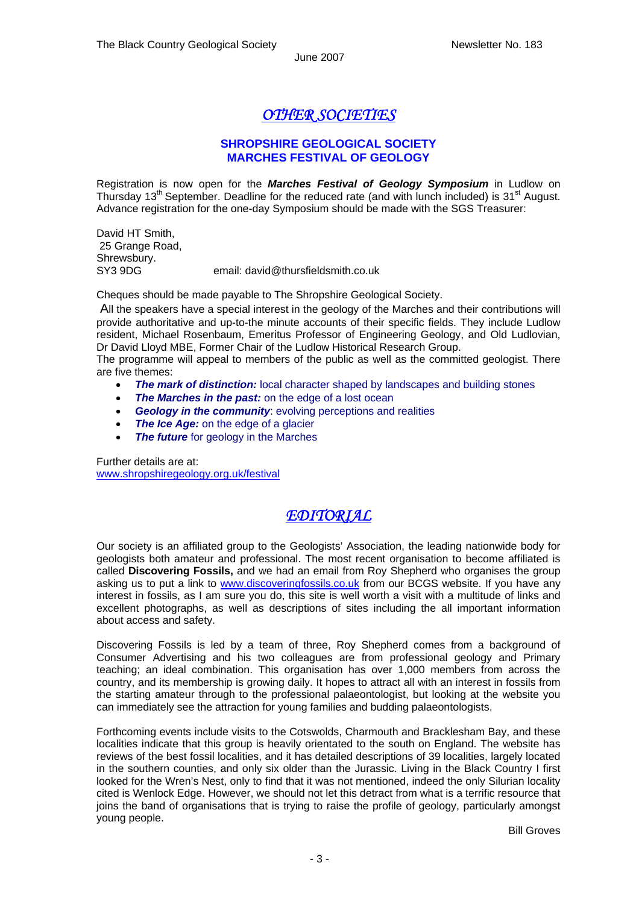# *OTHER SOCIETIES*

## SHROPSHIRE GEOLOGICAL SOCIETY
## MARCHES FESTIVAL OF GEOLOGY

Registration is now open for the ***Marches Festival of Geology Symposium*** in Ludlow on Thursday 13th September. Deadline for the reduced rate (and with lunch included) is 31st August. Advance registration for the one-day Symposium should be made with the SGS Treasurer:

David HT Smith,
25 Grange Road,
Shrewsbury.
SY3 9DG email: david@thursfieldsmith.co.uk

Cheques should be made payable to The Shropshire Geological Society.

All the speakers have a special interest in the geology of the Marches and their contributions will provide authoritative and up-to-the minute accounts of their specific fields. They include Ludlow resident, Michael Rosenbaum, Emeritus Professor of Engineering Geology, and Old Ludlovian, Dr David Lloyd MBE, Former Chair of the Ludlow Historical Research Group.

The programme will appeal to members of the public as well as the committed geologist. There are five themes:

- ***The mark of distinction:*** local character shaped by landscapes and building stones
- ***The Marches in the past:*** on the edge of a lost ocean
- ***Geology in the community***: evolving perceptions and realities
- ***The Ice Age:*** on the edge of a glacier
- ***The future*** for geology in the Marches

Further details are at:
www.shropshiregeology.org.uk/festival

# *EDITORIAL*

Our society is an affiliated group to the Geologists' Association, the leading nationwide body for geologists both amateur and professional. The most recent organisation to become affiliated is called **Discovering Fossils,** and we had an email from Roy Shepherd who organises the group asking us to put a link to www.discoveringfossils.co.uk from our BCGS website. If you have any interest in fossils, as I am sure you do, this site is well worth a visit with a multitude of links and excellent photographs, as well as descriptions of sites including the all important information about access and safety.

Discovering Fossils is led by a team of three, Roy Shepherd comes from a background of Consumer Advertising and his two colleagues are from professional geology and Primary teaching; an ideal combination. This organisation has over 1,000 members from across the country, and its membership is growing daily. It hopes to attract all with an interest in fossils from the starting amateur through to the professional palaeontologist, but looking at the website you can immediately see the attraction for young families and budding palaeontologists.

Forthcoming events include visits to the Cotswolds, Charmouth and Bracklesham Bay, and these localities indicate that this group is heavily orientated to the south on England. The website has reviews of the best fossil localities, and it has detailed descriptions of 39 localities, largely located in the southern counties, and only six older than the Jurassic. Living in the Black Country I first looked for the Wren's Nest, only to find that it was not mentioned, indeed the only Silurian locality cited is Wenlock Edge. However, we should not let this detract from what is a terrific resource that joins the band of organisations that is trying to raise the profile of geology, particularly amongst young people.

Bill Groves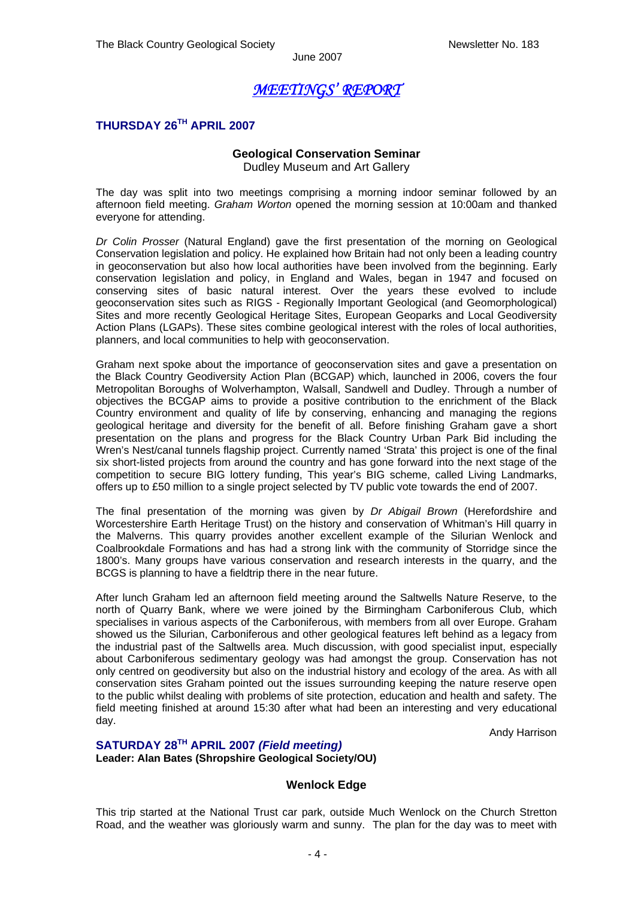# *MEETINGS' REPORT*

## THURSDAY 26TH APRIL 2007

**Geological Conservation Seminar**
Dudley Museum and Art Gallery

The day was split into two meetings comprising a morning indoor seminar followed by an afternoon field meeting. *Graham Worton* opened the morning session at 10:00am and thanked everyone for attending.

*Dr Colin Prosser* (Natural England) gave the first presentation of the morning on Geological Conservation legislation and policy. He explained how Britain had not only been a leading country in geoconservation but also how local authorities have been involved from the beginning. Early conservation legislation and policy, in England and Wales, began in 1947 and focused on conserving sites of basic natural interest. Over the years these evolved to include geoconservation sites such as RIGS - Regionally Important Geological (and Geomorphological) Sites and more recently Geological Heritage Sites, European Geoparks and Local Geodiversity Action Plans (LGAPs). These sites combine geological interest with the roles of local authorities, planners, and local communities to help with geoconservation.

Graham next spoke about the importance of geoconservation sites and gave a presentation on the Black Country Geodiversity Action Plan (BCGAP) which, launched in 2006, covers the four Metropolitan Boroughs of Wolverhampton, Walsall, Sandwell and Dudley. Through a number of objectives the BCGAP aims to provide a positive contribution to the enrichment of the Black Country environment and quality of life by conserving, enhancing and managing the regions geological heritage and diversity for the benefit of all. Before finishing Graham gave a short presentation on the plans and progress for the Black Country Urban Park Bid including the Wren's Nest/canal tunnels flagship project. Currently named 'Strata' this project is one of the final six short-listed projects from around the country and has gone forward into the next stage of the competition to secure BIG lottery funding, This year's BIG scheme, called Living Landmarks, offers up to £50 million to a single project selected by TV public vote towards the end of 2007.

The final presentation of the morning was given by *Dr Abigail Brown* (Herefordshire and Worcestershire Earth Heritage Trust) on the history and conservation of Whitman's Hill quarry in the Malverns. This quarry provides another excellent example of the Silurian Wenlock and Coalbrookdale Formations and has had a strong link with the community of Storridge since the 1800's. Many groups have various conservation and research interests in the quarry, and the BCGS is planning to have a fieldtrip there in the near future.

After lunch Graham led an afternoon field meeting around the Saltwells Nature Reserve, to the north of Quarry Bank, where we were joined by the Birmingham Carboniferous Club, which specialises in various aspects of the Carboniferous, with members from all over Europe. Graham showed us the Silurian, Carboniferous and other geological features left behind as a legacy from the industrial past of the Saltwells area. Much discussion, with good specialist input, especially about Carboniferous sedimentary geology was had amongst the group. Conservation has not only centred on geodiversity but also on the industrial history and ecology of the area. As with all conservation sites Graham pointed out the issues surrounding keeping the nature reserve open to the public whilst dealing with problems of site protection, education and health and safety. The field meeting finished at around 15:30 after what had been an interesting and very educational day.

Andy Harrison

## SATURDAY 28TH APRIL 2007 *(Field meeting)*

**Leader: Alan Bates (Shropshire Geological Society/OU)**

**Wenlock Edge**

This trip started at the National Trust car park, outside Much Wenlock on the Church Stretton Road, and the weather was gloriously warm and sunny. The plan for the day was to meet with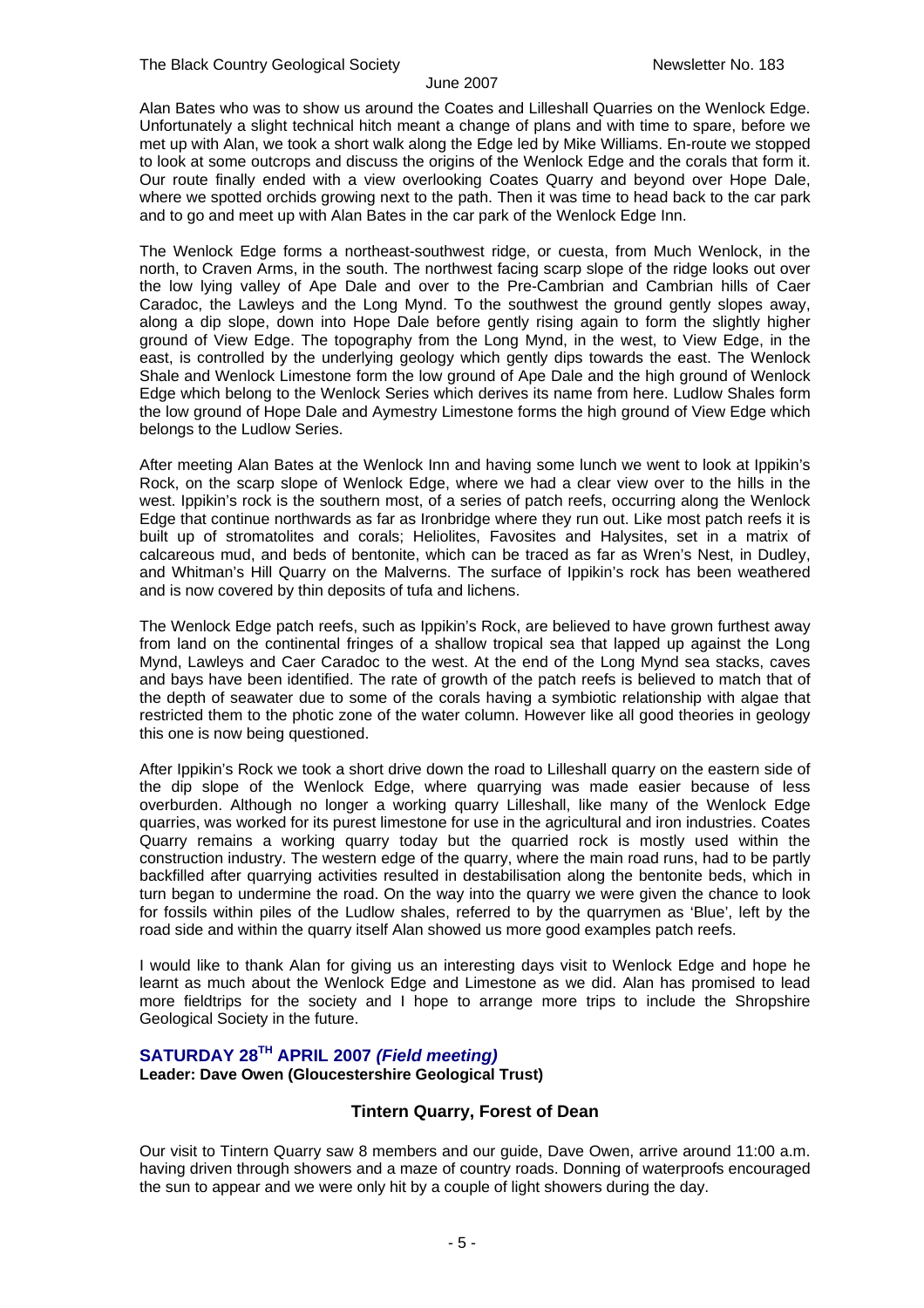Alan Bates who was to show us around the Coates and Lilleshall Quarries on the Wenlock Edge. Unfortunately a slight technical hitch meant a change of plans and with time to spare, before we met up with Alan, we took a short walk along the Edge led by Mike Williams. En-route we stopped to look at some outcrops and discuss the origins of the Wenlock Edge and the corals that form it. Our route finally ended with a view overlooking Coates Quarry and beyond over Hope Dale, where we spotted orchids growing next to the path. Then it was time to head back to the car park and to go and meet up with Alan Bates in the car park of the Wenlock Edge Inn.

The Wenlock Edge forms a northeast-southwest ridge, or cuesta, from Much Wenlock, in the north, to Craven Arms, in the south. The northwest facing scarp slope of the ridge looks out over the low lying valley of Ape Dale and over to the Pre-Cambrian and Cambrian hills of Caer Caradoc, the Lawleys and the Long Mynd. To the southwest the ground gently slopes away, along a dip slope, down into Hope Dale before gently rising again to form the slightly higher ground of View Edge. The topography from the Long Mynd, in the west, to View Edge, in the east, is controlled by the underlying geology which gently dips towards the east. The Wenlock Shale and Wenlock Limestone form the low ground of Ape Dale and the high ground of Wenlock Edge which belong to the Wenlock Series which derives its name from here. Ludlow Shales form the low ground of Hope Dale and Aymestry Limestone forms the high ground of View Edge which belongs to the Ludlow Series.

After meeting Alan Bates at the Wenlock Inn and having some lunch we went to look at Ippikin's Rock, on the scarp slope of Wenlock Edge, where we had a clear view over to the hills in the west. Ippikin's rock is the southern most, of a series of patch reefs, occurring along the Wenlock Edge that continue northwards as far as Ironbridge where they run out. Like most patch reefs it is built up of stromatolites and corals; Heliolites, Favosites and Halysites, set in a matrix of calcareous mud, and beds of bentonite, which can be traced as far as Wren's Nest, in Dudley, and Whitman's Hill Quarry on the Malverns. The surface of Ippikin's rock has been weathered and is now covered by thin deposits of tufa and lichens.

The Wenlock Edge patch reefs, such as Ippikin's Rock, are believed to have grown furthest away from land on the continental fringes of a shallow tropical sea that lapped up against the Long Mynd, Lawleys and Caer Caradoc to the west. At the end of the Long Mynd sea stacks, caves and bays have been identified. The rate of growth of the patch reefs is believed to match that of the depth of seawater due to some of the corals having a symbiotic relationship with algae that restricted them to the photic zone of the water column. However like all good theories in geology this one is now being questioned.

After Ippikin's Rock we took a short drive down the road to Lilleshall quarry on the eastern side of the dip slope of the Wenlock Edge, where quarrying was made easier because of less overburden. Although no longer a working quarry Lilleshall, like many of the Wenlock Edge quarries, was worked for its purest limestone for use in the agricultural and iron industries. Coates Quarry remains a working quarry today but the quarried rock is mostly used within the construction industry. The western edge of the quarry, where the main road runs, had to be partly backfilled after quarrying activities resulted in destabilisation along the bentonite beds, which in turn began to undermine the road. On the way into the quarry we were given the chance to look for fossils within piles of the Ludlow shales, referred to by the quarrymen as 'Blue', left by the road side and within the quarry itself Alan showed us more good examples patch reefs.

I would like to thank Alan for giving us an interesting days visit to Wenlock Edge and hope he learnt as much about the Wenlock Edge and Limestone as we did. Alan has promised to lead more fieldtrips for the society and I hope to arrange more trips to include the Shropshire Geological Society in the future.

## SATURDAY 28TH APRIL 2007 *(Field meeting)*

**Leader: Dave Owen (Gloucestershire Geological Trust)**

### Tintern Quarry, Forest of Dean

Our visit to Tintern Quarry saw 8 members and our guide, Dave Owen, arrive around 11:00 a.m. having driven through showers and a maze of country roads. Donning of waterproofs encouraged the sun to appear and we were only hit by a couple of light showers during the day.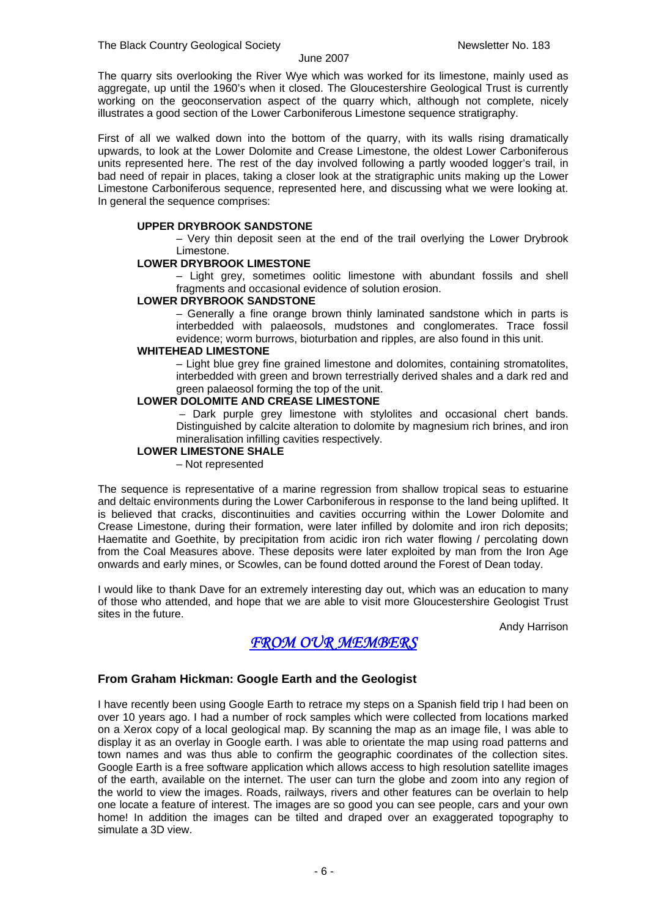The quarry sits overlooking the River Wye which was worked for its limestone, mainly used as aggregate, up until the 1960's when it closed. The Gloucestershire Geological Trust is currently working on the geoconservation aspect of the quarry which, although not complete, nicely illustrates a good section of the Lower Carboniferous Limestone sequence stratigraphy.

First of all we walked down into the bottom of the quarry, with its walls rising dramatically upwards, to look at the Lower Dolomite and Crease Limestone, the oldest Lower Carboniferous units represented here. The rest of the day involved following a partly wooded logger's trail, in bad need of repair in places, taking a closer look at the stratigraphic units making up the Lower Limestone Carboniferous sequence, represented here, and discussing what we were looking at. In general the sequence comprises:

**UPPER DRYBROOK SANDSTONE**

– Very thin deposit seen at the end of the trail overlying the Lower Drybrook Limestone.

**LOWER DRYBROOK LIMESTONE**

– Light grey, sometimes oolitic limestone with abundant fossils and shell fragments and occasional evidence of solution erosion.

**LOWER DRYBROOK SANDSTONE**

– Generally a fine orange brown thinly laminated sandstone which in parts is interbedded with palaeosols, mudstones and conglomerates. Trace fossil evidence; worm burrows, bioturbation and ripples, are also found in this unit.

**WHITEHEAD LIMESTONE**

– Light blue grey fine grained limestone and dolomites, containing stromatolites, interbedded with green and brown terrestrially derived shales and a dark red and green palaeosol forming the top of the unit.

**LOWER DOLOMITE AND CREASE LIMESTONE**

– Dark purple grey limestone with stylolites and occasional chert bands. Distinguished by calcite alteration to dolomite by magnesium rich brines, and iron mineralisation infilling cavities respectively.

**LOWER LIMESTONE SHALE**

– Not represented

The sequence is representative of a marine regression from shallow tropical seas to estuarine and deltaic environments during the Lower Carboniferous in response to the land being uplifted. It is believed that cracks, discontinuities and cavities occurring within the Lower Dolomite and Crease Limestone, during their formation, were later infilled by dolomite and iron rich deposits; Haematite and Goethite, by precipitation from acidic iron rich water flowing / percolating down from the Coal Measures above. These deposits were later exploited by man from the Iron Age onwards and early mines, or Scowles, can be found dotted around the Forest of Dean today.

I would like to thank Dave for an extremely interesting day out, which was an education to many of those who attended, and hope that we are able to visit more Gloucestershire Geologist Trust sites in the future.

Andy Harrison

## *FROM OUR MEMBERS*

### From Graham Hickman: Google Earth and the Geologist

I have recently been using Google Earth to retrace my steps on a Spanish field trip I had been on over 10 years ago. I had a number of rock samples which were collected from locations marked on a Xerox copy of a local geological map. By scanning the map as an image file, I was able to display it as an overlay in Google earth. I was able to orientate the map using road patterns and town names and was thus able to confirm the geographic coordinates of the collection sites. Google Earth is a free software application which allows access to high resolution satellite images of the earth, available on the internet. The user can turn the globe and zoom into any region of the world to view the images. Roads, railways, rivers and other features can be overlain to help one locate a feature of interest. The images are so good you can see people, cars and your own home! In addition the images can be tilted and draped over an exaggerated topography to simulate a 3D view.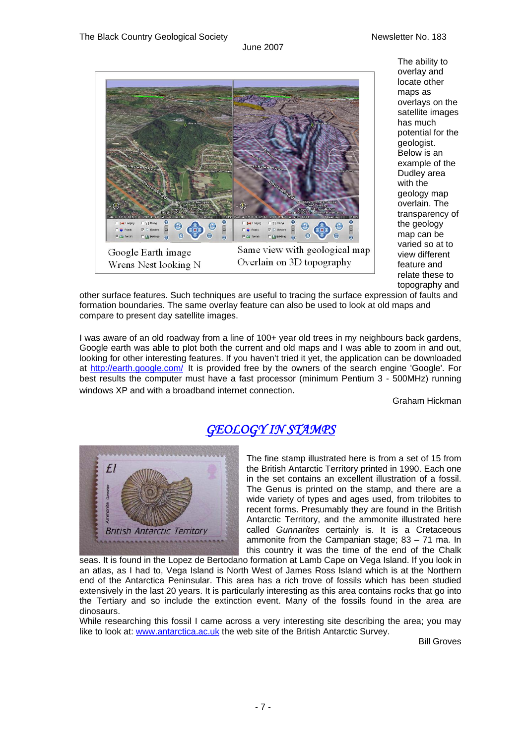Google Earth image
Wrens Nest looking N

Same view with geological map
Overlain on 3D topography

The ability to overlay and locate other maps as overlays on the satellite images has much potential for the geologist. Below is an example of the Dudley area with the geology map overlain. The transparency of the geology map can be varied so at to view different feature and relate these to topography and other surface features. Such techniques are useful to tracing the surface expression of faults and formation boundaries. The same overlay feature can also be used to look at old maps and compare to present day satellite images.

I was aware of an old roadway from a line of 100+ year old trees in my neighbours back gardens, Google earth was able to plot both the current and old maps and I was able to zoom in and out, looking for other interesting features. If you haven't tried it yet, the application can be downloaded at http://earth.google.com/ It is provided free by the owners of the search engine 'Google'. For best results the computer must have a fast processor (minimum Pentium 3 - 500MHz) running windows XP and with a broadband internet connection.

Graham Hickman

## *GEOLOGY IN STAMPS*

The fine stamp illustrated here is from a set of 15 from the British Antarctic Territory printed in 1990. Each one in the set contains an excellent illustration of a fossil. The Genus is printed on the stamp, and there are a wide variety of types and ages used, from trilobites to recent forms. Presumably they are found in the British Antarctic Territory, and the ammonite illustrated here called *Gunnarites* certainly is. It is a Cretaceous ammonite from the Campanian stage; 83 – 71 ma. In this country it was the time of the end of the Chalk seas. It is found in the Lopez de Bertodano formation at Lamb Cape on Vega Island. If you look in an atlas, as I had to, Vega Island is North West of James Ross Island which is at the Northern end of the Antarctica Peninsular. This area has a rich trove of fossils which has been studied extensively in the last 20 years. It is particularly interesting as this area contains rocks that go into the Tertiary and so include the extinction event. Many of the fossils found in the area are dinosaurs.

While researching this fossil I came across a very interesting site describing the area; you may like to look at: www.antarctica.ac.uk the web site of the British Antarctic Survey.

Bill Groves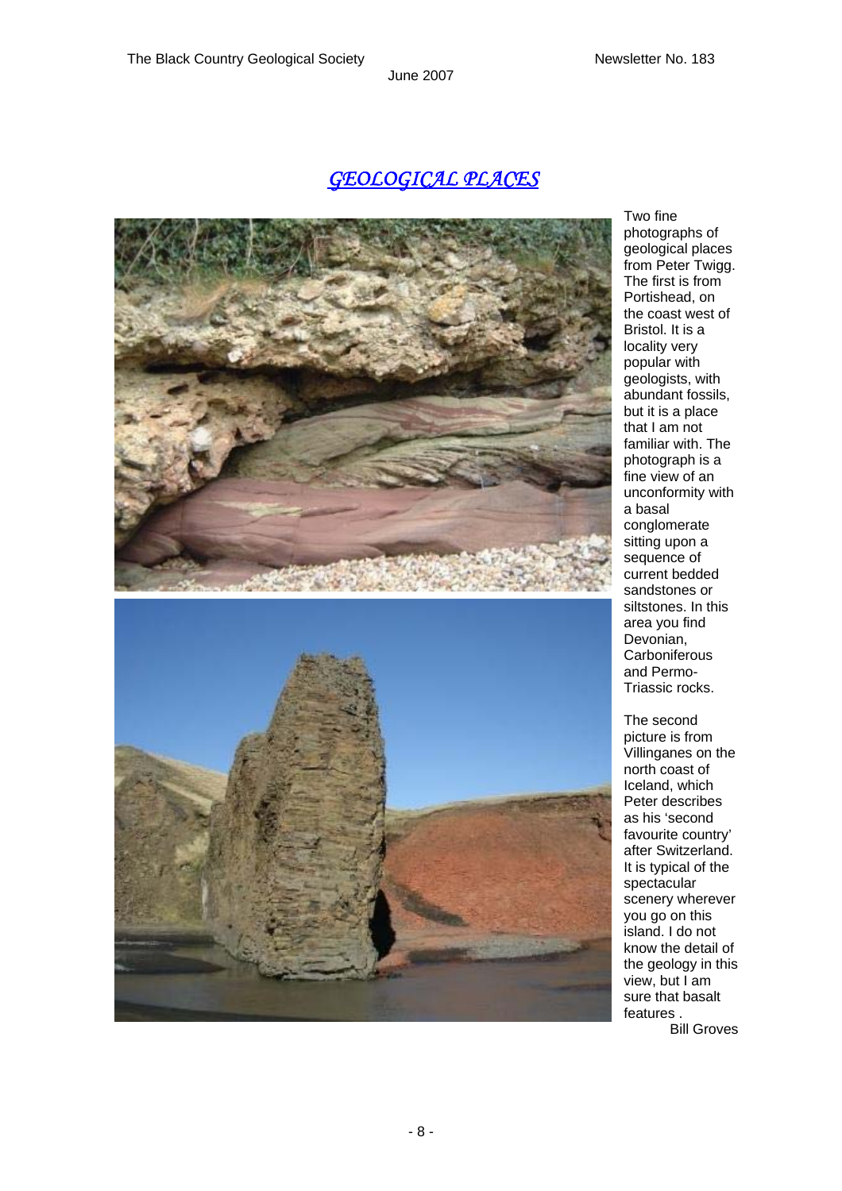# *GEOLOGICAL PLACES*

Two fine photographs of geological places from Peter Twigg. The first is from Portishead, on the coast west of Bristol. It is a locality very popular with geologists, with abundant fossils, but it is a place that I am not familiar with. The photograph is a fine view of an unconformity with a basal conglomerate sitting upon a sequence of current bedded sandstones or siltstones. In this area you find Devonian, Carboniferous and Permo-Triassic rocks.

The second picture is from Villinganes on the north coast of Iceland, which Peter describes as his 'second favourite country' after Switzerland. It is typical of the spectacular scenery wherever you go on this island. I do not know the detail of the geology in this view, but I am sure that basalt features .

Bill Groves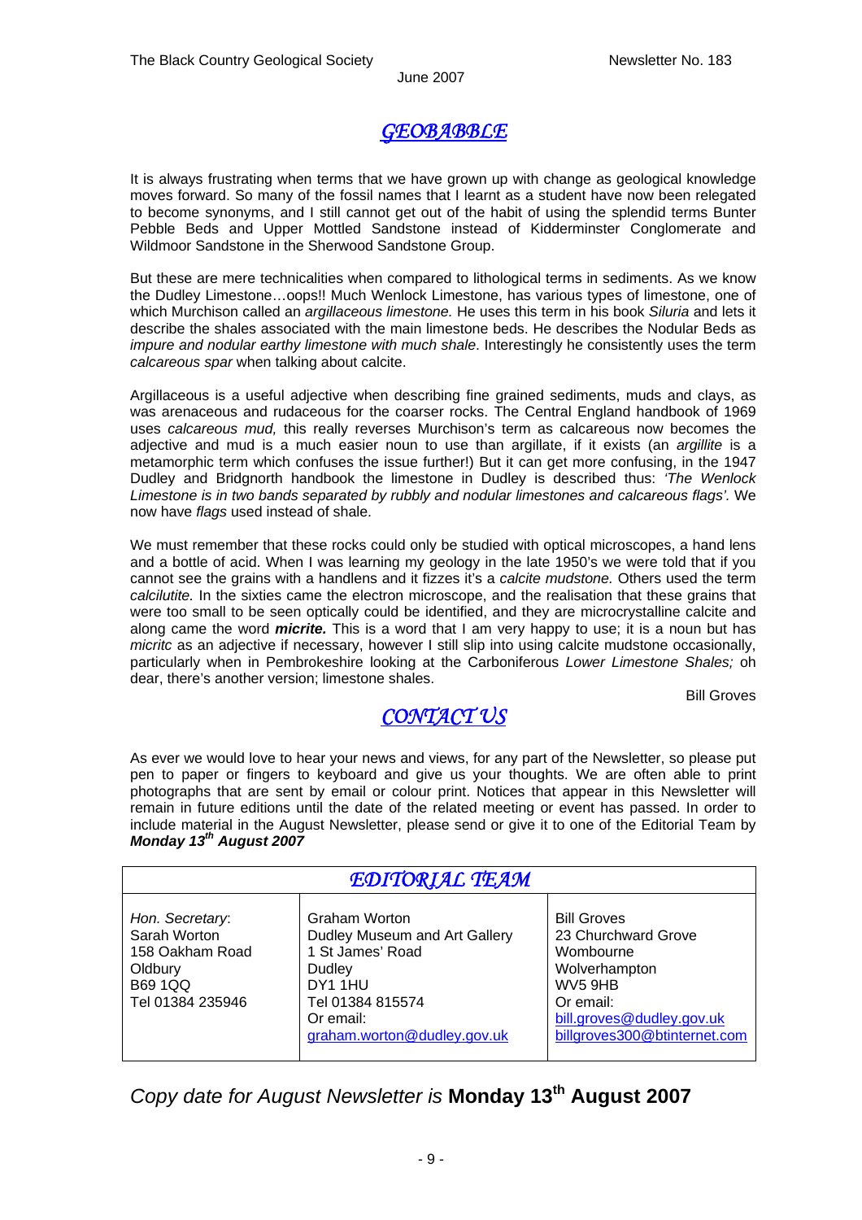## *GEOBABBLE*

It is always frustrating when terms that we have grown up with change as geological knowledge moves forward. So many of the fossil names that I learnt as a student have now been relegated to become synonyms, and I still cannot get out of the habit of using the splendid terms Bunter Pebble Beds and Upper Mottled Sandstone instead of Kidderminster Conglomerate and Wildmoor Sandstone in the Sherwood Sandstone Group.

But these are mere technicalities when compared to lithological terms in sediments. As we know the Dudley Limestone…oops!! Much Wenlock Limestone, has various types of limestone, one of which Murchison called an *argillaceous limestone.* He uses this term in his book *Siluria* and lets it describe the shales associated with the main limestone beds. He describes the Nodular Beds as *impure and nodular earthy limestone with much shale*. Interestingly he consistently uses the term *calcareous spar* when talking about calcite.

Argillaceous is a useful adjective when describing fine grained sediments, muds and clays, as was arenaceous and rudaceous for the coarser rocks. The Central England handbook of 1969 uses *calcareous mud,* this really reverses Murchison's term as calcareous now becomes the adjective and mud is a much easier noun to use than argillate, if it exists (an *argillite* is a metamorphic term which confuses the issue further!) But it can get more confusing, in the 1947 Dudley and Bridgnorth handbook the limestone in Dudley is described thus: *'The Wenlock Limestone is in two bands separated by rubbly and nodular limestones and calcareous flags'.* We now have *flags* used instead of shale.

We must remember that these rocks could only be studied with optical microscopes, a hand lens and a bottle of acid. When I was learning my geology in the late 1950's we were told that if you cannot see the grains with a handlens and it fizzes it's a *calcite mudstone.* Others used the term *calcilutite.* In the sixties came the electron microscope, and the realisation that these grains that were too small to be seen optically could be identified, and they are microcrystalline calcite and along came the word ***micrite.*** This is a word that I am very happy to use; it is a noun but has *micritc* as an adjective if necessary, however I still slip into using calcite mudstone occasionally, particularly when in Pembrokeshire looking at the Carboniferous *Lower Limestone Shales;* oh dear, there's another version; limestone shales.

Bill Groves

## *CONTACT US*

As ever we would love to hear your news and views, for any part of the Newsletter, so please put pen to paper or fingers to keyboard and give us your thoughts. We are often able to print photographs that are sent by email or colour print. Notices that appear in this Newsletter will remain in future editions until the date of the related meeting or event has passed. In order to include material in the August Newsletter, please send or give it to one of the Editorial Team by ***Monday 13th August 2007***

| *EDITORIAL TEAM* | | |
|---|---|---|
| *Hon. Secretary*:<br>Sarah Worton<br>158 Oakham Road<br>Oldbury<br>B69 1QQ<br>Tel 01384 235946 | Graham Worton<br>Dudley Museum and Art Gallery<br>1 St James' Road<br>Dudley<br>DY1 1HU<br>Tel 01384 815574<br>Or email:<br>graham.worton@dudley.gov.uk | Bill Groves<br>23 Churchward Grove<br>Wombourne<br>Wolverhampton<br>WV5 9HB<br>Or email:<br>bill.groves@dudley.gov.uk<br>billgroves300@btinternet.com |

*Copy date for August Newsletter is* **Monday 13th August 2007**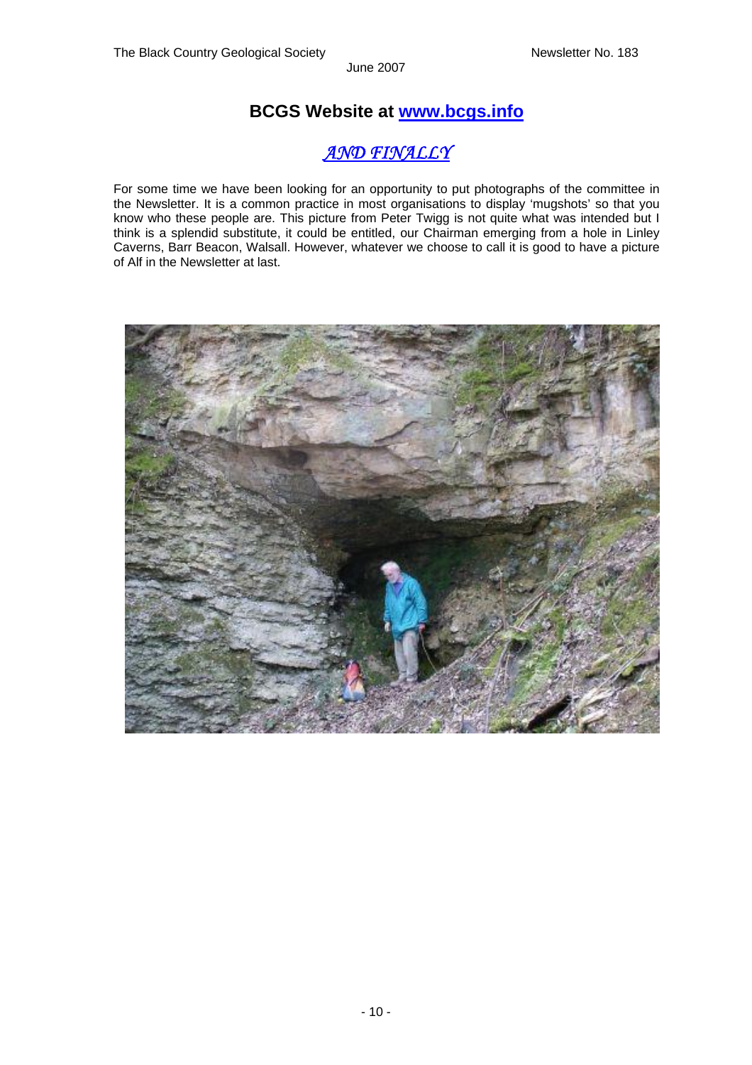## BCGS Website at [www.bcgs.info](http://www.bcgs.info)

## *AND FINALLY*

For some time we have been looking for an opportunity to put photographs of the committee in the Newsletter. It is a common practice in most organisations to display 'mugshots' so that you know who these people are. This picture from Peter Twigg is not quite what was intended but I think is a splendid substitute, it could be entitled, our Chairman emerging from a hole in Linley Caverns, Barr Beacon, Walsall. However, whatever we choose to call it is good to have a picture of Alf in the Newsletter at last.